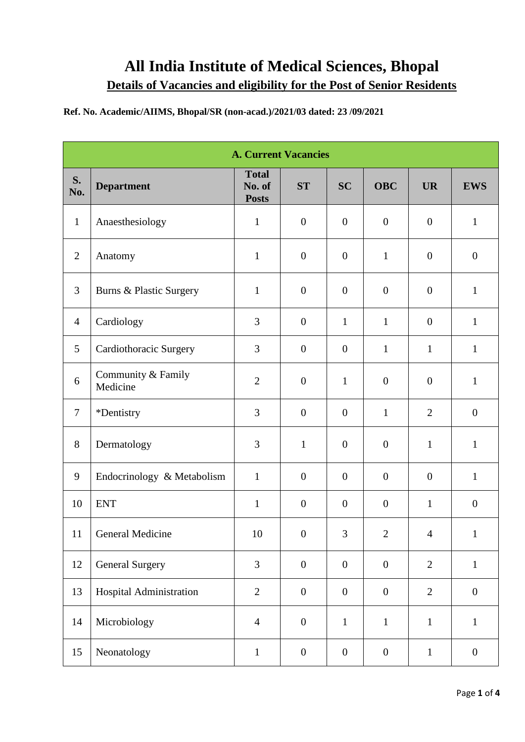# All India Institute of Medical Sciences, Bhopal

## Details of Vacancies and eligibility for the Post of Senior Residents

**Ref. No. Academic/AIIMS, Bhopal/SR (non-acad.)/2021/03 dated: 23 /09/2021**

| **A. Current Vacancies** | | | | | | | |
|---|---|---|---|---|---|---|---|
| **S. No.** | **Department** | **Total No. of Posts** | **ST** | **SC** | **OBC** | **UR** | **EWS** |
| 1 | Anaesthesiology | 1 | 0 | 0 | 0 | 0 | 1 |
| 2 | Anatomy | 1 | 0 | 0 | 1 | 0 | 0 |
| 3 | Burns & Plastic Surgery | 1 | 0 | 0 | 0 | 0 | 1 |
| 4 | Cardiology | 3 | 0 | 1 | 1 | 0 | 1 |
| 5 | Cardiothoracic Surgery | 3 | 0 | 0 | 1 | 1 | 1 |
| 6 | Community & Family Medicine | 2 | 0 | 1 | 0 | 0 | 1 |
| 7 | *Dentistry | 3 | 0 | 0 | 1 | 2 | 0 |
| 8 | Dermatology | 3 | 1 | 0 | 0 | 1 | 1 |
| 9 | Endocrinology & Metabolism | 1 | 0 | 0 | 0 | 0 | 1 |
| 10 | ENT | 1 | 0 | 0 | 0 | 1 | 0 |
| 11 | General Medicine | 10 | 0 | 3 | 2 | 4 | 1 |
| 12 | General Surgery | 3 | 0 | 0 | 0 | 2 | 1 |
| 13 | Hospital Administration | 2 | 0 | 0 | 0 | 2 | 0 |
| 14 | Microbiology | 4 | 0 | 1 | 1 | 1 | 1 |
| 15 | Neonatology | 1 | 0 | 0 | 0 | 1 | 0 |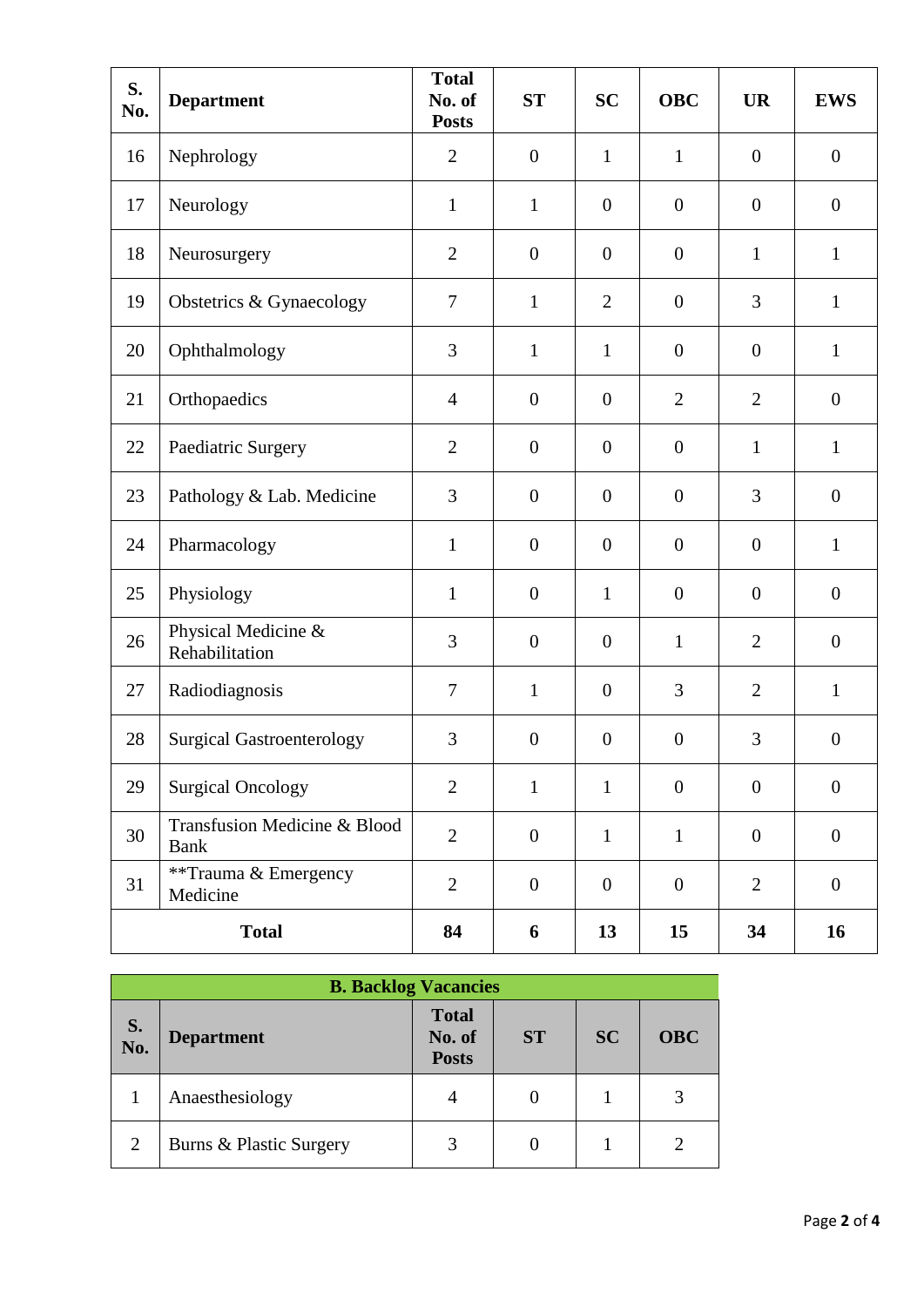| S. No. | Department | Total No. of Posts | ST | SC | OBC | UR | EWS |
|---|---|---|---|---|---|---|---|
| 16 | Nephrology | 2 | 0 | 1 | 1 | 0 | 0 |
| 17 | Neurology | 1 | 1 | 0 | 0 | 0 | 0 |
| 18 | Neurosurgery | 2 | 0 | 0 | 0 | 1 | 1 |
| 19 | Obstetrics & Gynaecology | 7 | 1 | 2 | 0 | 3 | 1 |
| 20 | Ophthalmology | 3 | 1 | 1 | 0 | 0 | 1 |
| 21 | Orthopaedics | 4 | 0 | 0 | 2 | 2 | 0 |
| 22 | Paediatric Surgery | 2 | 0 | 0 | 0 | 1 | 1 |
| 23 | Pathology & Lab. Medicine | 3 | 0 | 0 | 0 | 3 | 0 |
| 24 | Pharmacology | 1 | 0 | 0 | 0 | 0 | 1 |
| 25 | Physiology | 1 | 0 | 1 | 0 | 0 | 0 |
| 26 | Physical Medicine & Rehabilitation | 3 | 0 | 0 | 1 | 2 | 0 |
| 27 | Radiodiagnosis | 7 | 1 | 0 | 3 | 2 | 1 |
| 28 | Surgical Gastroenterology | 3 | 0 | 0 | 0 | 3 | 0 |
| 29 | Surgical Oncology | 2 | 1 | 1 | 0 | 0 | 0 |
| 30 | Transfusion Medicine & Blood Bank | 2 | 0 | 1 | 1 | 0 | 0 |
| 31 | **Trauma & Emergency Medicine | 2 | 0 | 0 | 0 | 2 | 0 |
| **Total** | | **84** | **6** | **13** | **15** | **34** | **16** |

**B. Backlog Vacancies**

| S. No. | Department | Total No. of Posts | ST | SC | OBC |
|---|---|---|---|---|---|
| 1 | Anaesthesiology | 4 | 0 | 1 | 3 |
| 2 | Burns & Plastic Surgery | 3 | 0 | 1 | 2 |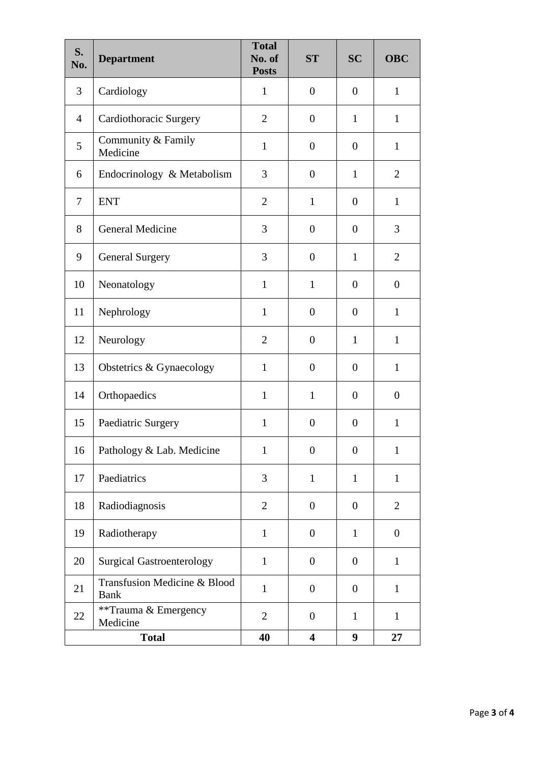| S. No. | Department | Total No. of Posts | ST | SC | OBC |
|---|---|---|---|---|---|
| 3 | Cardiology | 1 | 0 | 0 | 1 |
| 4 | Cardiothoracic Surgery | 2 | 0 | 1 | 1 |
| 5 | Community & Family Medicine | 1 | 0 | 0 | 1 |
| 6 | Endocrinology & Metabolism | 3 | 0 | 1 | 2 |
| 7 | ENT | 2 | 1 | 0 | 1 |
| 8 | General Medicine | 3 | 0 | 0 | 3 |
| 9 | General Surgery | 3 | 0 | 1 | 2 |
| 10 | Neonatology | 1 | 1 | 0 | 0 |
| 11 | Nephrology | 1 | 0 | 0 | 1 |
| 12 | Neurology | 2 | 0 | 1 | 1 |
| 13 | Obstetrics & Gynaecology | 1 | 0 | 0 | 1 |
| 14 | Orthopaedics | 1 | 1 | 0 | 0 |
| 15 | Paediatric Surgery | 1 | 0 | 0 | 1 |
| 16 | Pathology & Lab. Medicine | 1 | 0 | 0 | 1 |
| 17 | Paediatrics | 3 | 1 | 1 | 1 |
| 18 | Radiodiagnosis | 2 | 0 | 0 | 2 |
| 19 | Radiotherapy | 1 | 0 | 1 | 0 |
| 20 | Surgical Gastroenterology | 1 | 0 | 0 | 1 |
| 21 | Transfusion Medicine & Blood Bank | 1 | 0 | 0 | 1 |
| 22 | **Trauma & Emergency Medicine | 2 | 0 | 1 | 1 |
| **Total** | | **40** | **4** | **9** | **27** |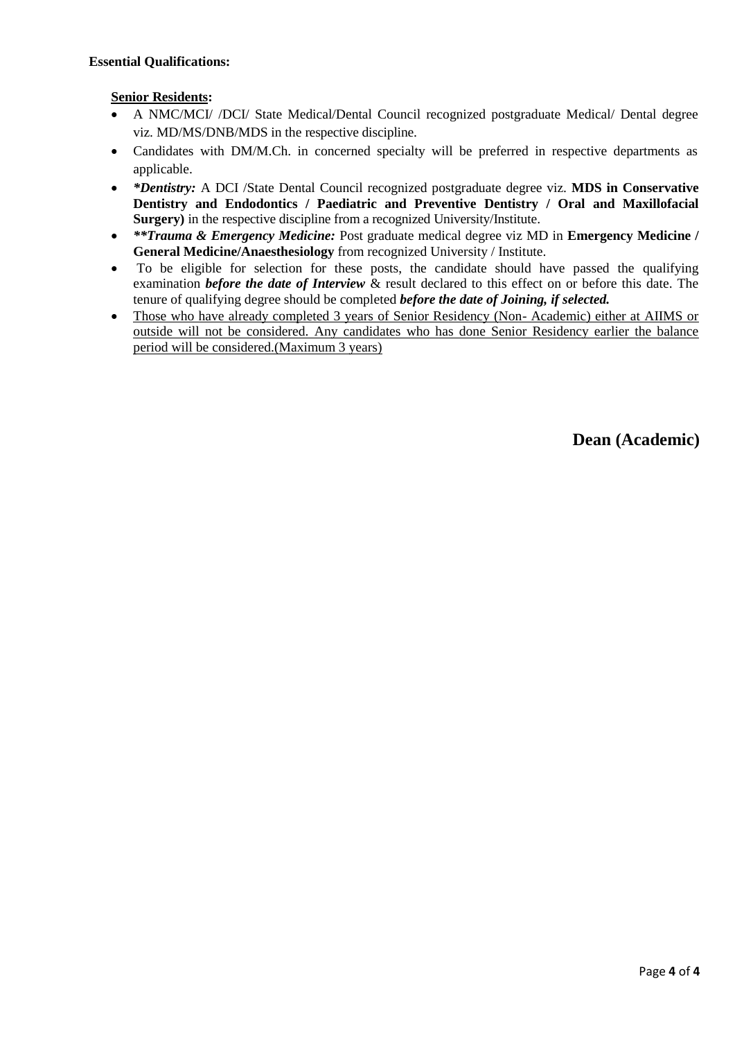**Essential Qualifications:**

**<u>Senior Residents</u>:**

- A NMC/MCI/ /DCI/ State Medical/Dental Council recognized postgraduate Medical/ Dental degree viz. MD/MS/DNB/MDS in the respective discipline.
- Candidates with DM/M.Ch. in concerned specialty will be preferred in respective departments as applicable.
- ***Dentistry:*** A DCI /State Dental Council recognized postgraduate degree viz. **MDS in Conservative Dentistry and Endodontics / Paediatric and Preventive Dentistry / Oral and Maxillofacial Surgery)** in the respective discipline from a recognized University/Institute.
- *****Trauma & Emergency Medicine:*** Post graduate medical degree viz MD in **Emergency Medicine / General Medicine/Anaesthesiology** from recognized University / Institute.
- To be eligible for selection for these posts, the candidate should have passed the qualifying examination ***before the date of Interview*** & result declared to this effect on or before this date. The tenure of qualifying degree should be completed ***before the date of Joining, if selected.***
- <u>Those who have already completed 3 years of Senior Residency (Non- Academic) either at AIIMS or outside will not be considered. Any candidates who has done Senior Residency earlier the balance period will be considered.(Maximum 3 years)</u>

**Dean (Academic)**